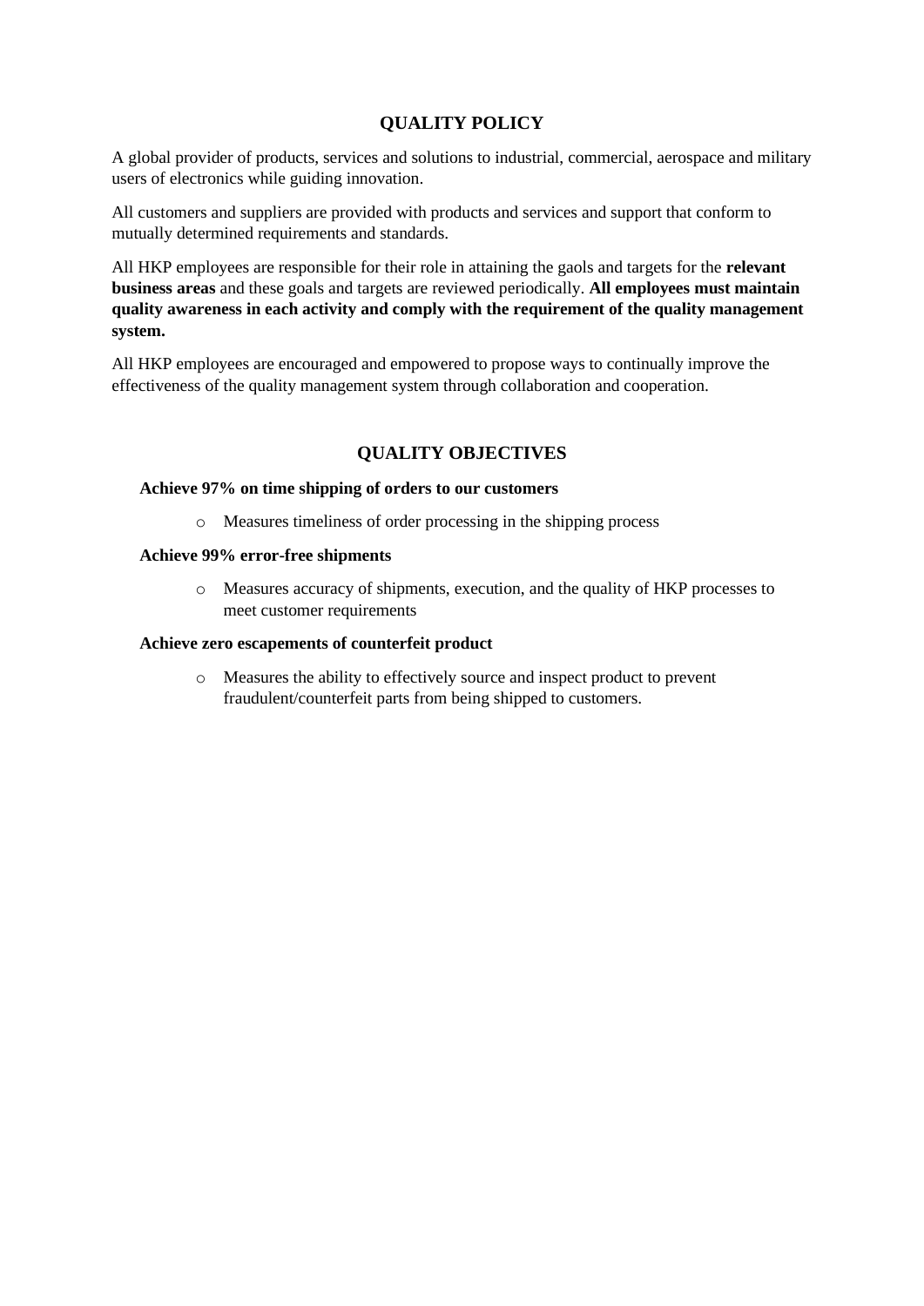## QUALITY POLICY

A global provider of products, services and solutions to industrial, commercial, aerospace and military users of electronics while guiding innovation.

All customers and suppliers are provided with products and services and support that conform to mutually determined requirements and standards.

All HKP employees are responsible for their role in attaining the gaols and targets for the **relevant business areas** and these goals and targets are reviewed periodically. **All employees must maintain quality awareness in each activity and comply with the requirement of the quality management system.**

All HKP employees are encouraged and empowered to propose ways to continually improve the effectiveness of the quality management system through collaboration and cooperation.

## QUALITY OBJECTIVES

**Achieve 97% on time shipping of orders to our customers**

- Measures timeliness of order processing in the shipping process

**Achieve 99% error-free shipments**

- Measures accuracy of shipments, execution, and the quality of HKP processes to meet customer requirements

**Achieve zero escapements of counterfeit product**

- Measures the ability to effectively source and inspect product to prevent fraudulent/counterfeit parts from being shipped to customers.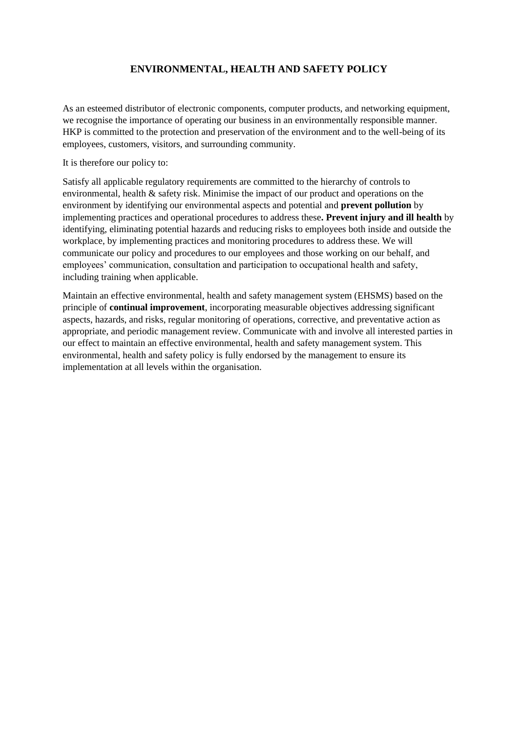# ENVIRONMENTAL, HEALTH AND SAFETY POLICY

As an esteemed distributor of electronic components, computer products, and networking equipment, we recognise the importance of operating our business in an environmentally responsible manner. HKP is committed to the protection and preservation of the environment and to the well-being of its employees, customers, visitors, and surrounding community.

It is therefore our policy to:

Satisfy all applicable regulatory requirements are committed to the hierarchy of controls to environmental, health & safety risk. Minimise the impact of our product and operations on the environment by identifying our environmental aspects and potential and **prevent pollution** by implementing practices and operational procedures to address these**. Prevent injury and ill health** by identifying, eliminating potential hazards and reducing risks to employees both inside and outside the workplace, by implementing practices and monitoring procedures to address these. We will communicate our policy and procedures to our employees and those working on our behalf, and employees' communication, consultation and participation to occupational health and safety, including training when applicable.

Maintain an effective environmental, health and safety management system (EHSMS) based on the principle of **continual improvement**, incorporating measurable objectives addressing significant aspects, hazards, and risks, regular monitoring of operations, corrective, and preventative action as appropriate, and periodic management review. Communicate with and involve all interested parties in our effect to maintain an effective environmental, health and safety management system. This environmental, health and safety policy is fully endorsed by the management to ensure its implementation at all levels within the organisation.